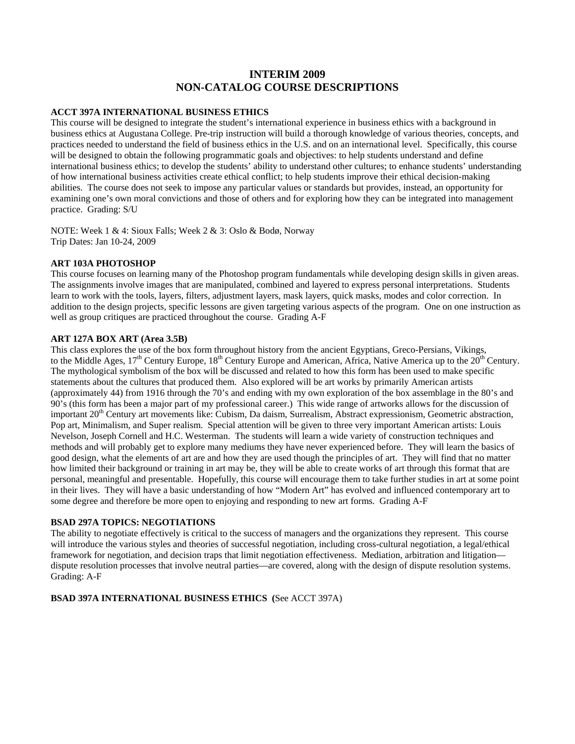# INTERIM 2009
# NON-CATALOG COURSE DESCRIPTIONS

**ACCT 397A INTERNATIONAL BUSINESS ETHICS**

This course will be designed to integrate the student's international experience in business ethics with a background in business ethics at Augustana College. Pre-trip instruction will build a thorough knowledge of various theories, concepts, and practices needed to understand the field of business ethics in the U.S. and on an international level. Specifically, this course will be designed to obtain the following programmatic goals and objectives: to help students understand and define international business ethics; to develop the students' ability to understand other cultures; to enhance students' understanding of how international business activities create ethical conflict; to help students improve their ethical decision-making abilities. The course does not seek to impose any particular values or standards but provides, instead, an opportunity for examining one's own moral convictions and those of others and for exploring how they can be integrated into management practice. Grading: S/U

NOTE: Week 1 & 4: Sioux Falls; Week 2 & 3: Oslo & Bodø, Norway
Trip Dates: Jan 10-24, 2009

**ART 103A PHOTOSHOP**

This course focuses on learning many of the Photoshop program fundamentals while developing design skills in given areas. The assignments involve images that are manipulated, combined and layered to express personal interpretations. Students learn to work with the tools, layers, filters, adjustment layers, mask layers, quick masks, modes and color correction. In addition to the design projects, specific lessons are given targeting various aspects of the program. One on one instruction as well as group critiques are practiced throughout the course. Grading A-F

**ART 127A BOX ART (Area 3.5B)**

This class explores the use of the box form throughout history from the ancient Egyptians, Greco-Persians, Vikings, to the Middle Ages, 17th Century Europe, 18th Century Europe and American, Africa, Native America up to the 20th Century. The mythological symbolism of the box will be discussed and related to how this form has been used to make specific statements about the cultures that produced them. Also explored will be art works by primarily American artists (approximately 44) from 1916 through the 70's and ending with my own exploration of the box assemblage in the 80's and 90's (this form has been a major part of my professional career.) This wide range of artworks allows for the discussion of important 20th Century art movements like: Cubism, Da daism, Surrealism, Abstract expressionism, Geometric abstraction, Pop art, Minimalism, and Super realism. Special attention will be given to three very important American artists: Louis Nevelson, Joseph Cornell and H.C. Westerman. The students will learn a wide variety of construction techniques and methods and will probably get to explore many mediums they have never experienced before. They will learn the basics of good design, what the elements of art are and how they are used though the principles of art. They will find that no matter how limited their background or training in art may be, they will be able to create works of art through this format that are personal, meaningful and presentable. Hopefully, this course will encourage them to take further studies in art at some point in their lives. They will have a basic understanding of how "Modern Art" has evolved and influenced contemporary art to some degree and therefore be more open to enjoying and responding to new art forms. Grading A-F

**BSAD 297A TOPICS: NEGOTIATIONS**

The ability to negotiate effectively is critical to the success of managers and the organizations they represent. This course will introduce the various styles and theories of successful negotiation, including cross-cultural negotiation, a legal/ethical framework for negotiation, and decision traps that limit negotiation effectiveness. Mediation, arbitration and litigation—dispute resolution processes that involve neutral parties—are covered, along with the design of dispute resolution systems. Grading: A-F

**BSAD 397A INTERNATIONAL BUSINESS ETHICS (**See ACCT 397A)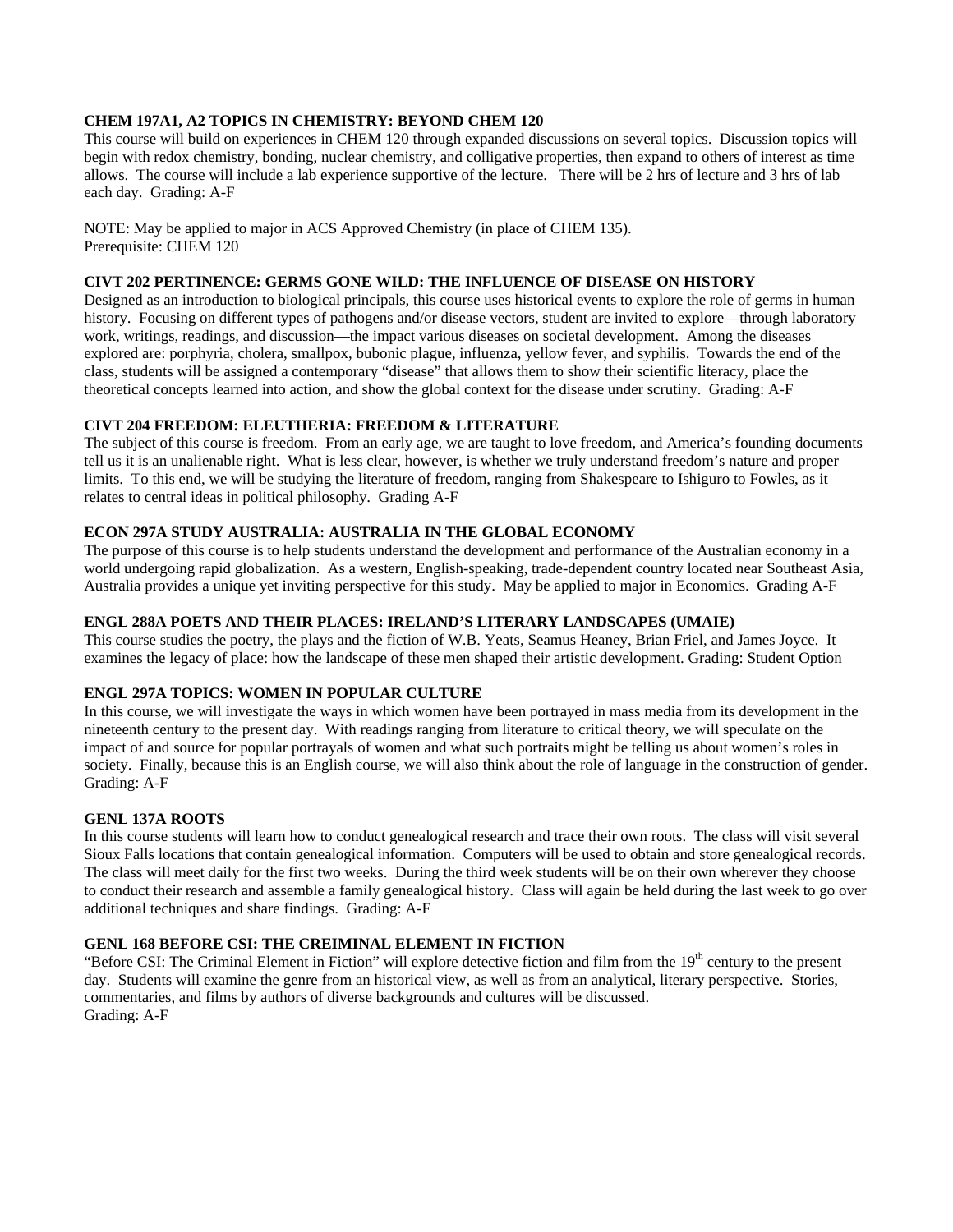**CHEM 197A1, A2 TOPICS IN CHEMISTRY: BEYOND CHEM 120**

This course will build on experiences in CHEM 120 through expanded discussions on several topics. Discussion topics will begin with redox chemistry, bonding, nuclear chemistry, and colligative properties, then expand to others of interest as time allows. The course will include a lab experience supportive of the lecture. There will be 2 hrs of lecture and 3 hrs of lab each day. Grading: A-F

NOTE: May be applied to major in ACS Approved Chemistry (in place of CHEM 135).
Prerequisite: CHEM 120

**CIVT 202 PERTINENCE: GERMS GONE WILD: THE INFLUENCE OF DISEASE ON HISTORY**

Designed as an introduction to biological principals, this course uses historical events to explore the role of germs in human history. Focusing on different types of pathogens and/or disease vectors, student are invited to explore—through laboratory work, writings, readings, and discussion—the impact various diseases on societal development. Among the diseases explored are: porphyria, cholera, smallpox, bubonic plague, influenza, yellow fever, and syphilis. Towards the end of the class, students will be assigned a contemporary "disease" that allows them to show their scientific literacy, place the theoretical concepts learned into action, and show the global context for the disease under scrutiny. Grading: A-F

**CIVT 204 FREEDOM: ELEUTHERIA: FREEDOM & LITERATURE**

The subject of this course is freedom. From an early age, we are taught to love freedom, and America's founding documents tell us it is an unalienable right. What is less clear, however, is whether we truly understand freedom's nature and proper limits. To this end, we will be studying the literature of freedom, ranging from Shakespeare to Ishiguro to Fowles, as it relates to central ideas in political philosophy. Grading A-F

**ECON 297A STUDY AUSTRALIA: AUSTRALIA IN THE GLOBAL ECONOMY**

The purpose of this course is to help students understand the development and performance of the Australian economy in a world undergoing rapid globalization. As a western, English-speaking, trade-dependent country located near Southeast Asia, Australia provides a unique yet inviting perspective for this study. May be applied to major in Economics. Grading A-F

**ENGL 288A POETS AND THEIR PLACES: IRELAND'S LITERARY LANDSCAPES (UMAIE)**

This course studies the poetry, the plays and the fiction of W.B. Yeats, Seamus Heaney, Brian Friel, and James Joyce. It examines the legacy of place: how the landscape of these men shaped their artistic development. Grading: Student Option

**ENGL 297A TOPICS: WOMEN IN POPULAR CULTURE**

In this course, we will investigate the ways in which women have been portrayed in mass media from its development in the nineteenth century to the present day. With readings ranging from literature to critical theory, we will speculate on the impact of and source for popular portrayals of women and what such portraits might be telling us about women's roles in society. Finally, because this is an English course, we will also think about the role of language in the construction of gender. Grading: A-F

**GENL 137A ROOTS**

In this course students will learn how to conduct genealogical research and trace their own roots. The class will visit several Sioux Falls locations that contain genealogical information. Computers will be used to obtain and store genealogical records. The class will meet daily for the first two weeks. During the third week students will be on their own wherever they choose to conduct their research and assemble a family genealogical history. Class will again be held during the last week to go over additional techniques and share findings. Grading: A-F

**GENL 168 BEFORE CSI: THE CREIMINAL ELEMENT IN FICTION**

"Before CSI: The Criminal Element in Fiction" will explore detective fiction and film from the 19th century to the present day. Students will examine the genre from an historical view, as well as from an analytical, literary perspective. Stories, commentaries, and films by authors of diverse backgrounds and cultures will be discussed.
Grading: A-F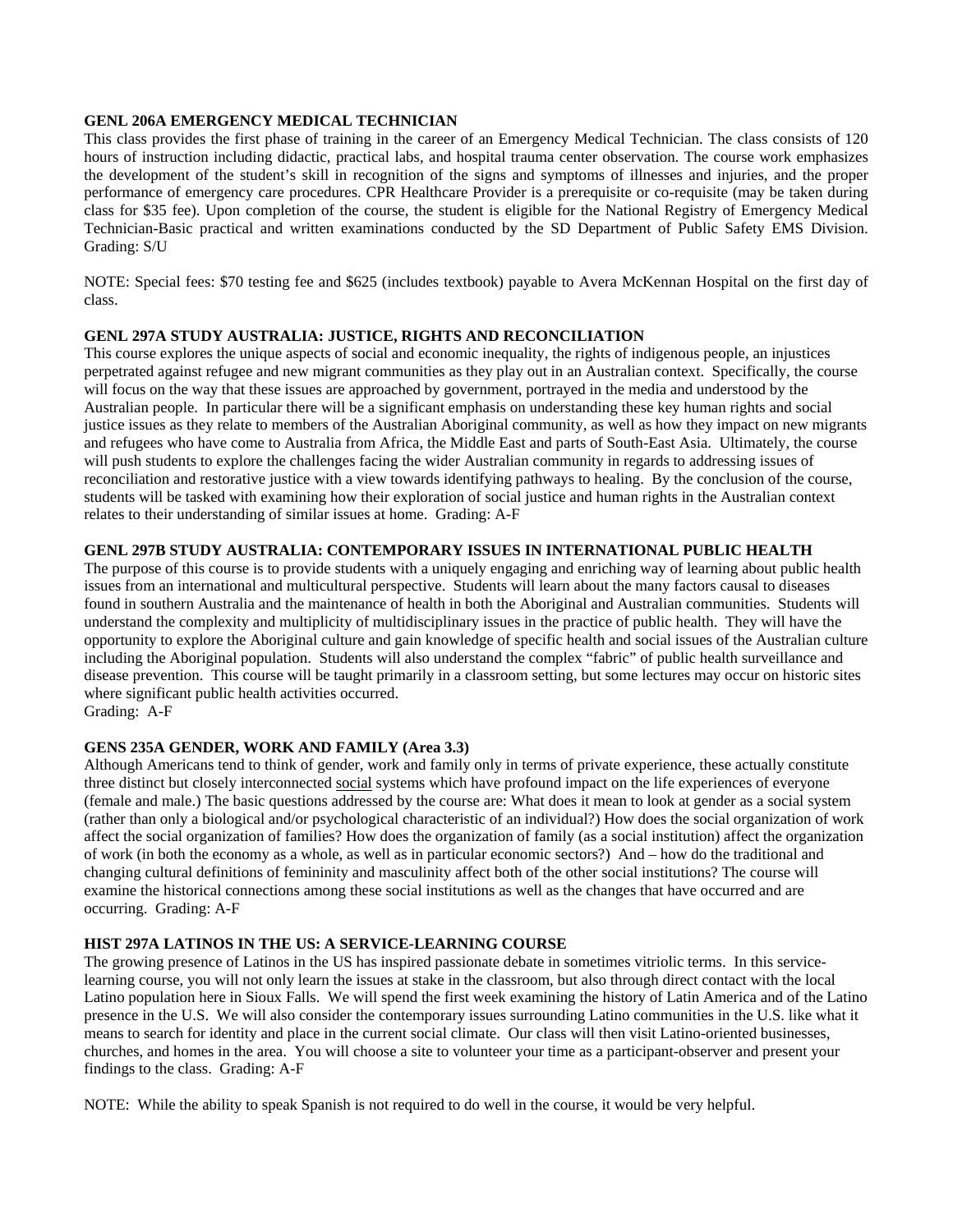**GENL 206A EMERGENCY MEDICAL TECHNICIAN**

This class provides the first phase of training in the career of an Emergency Medical Technician. The class consists of 120 hours of instruction including didactic, practical labs, and hospital trauma center observation. The course work emphasizes the development of the student's skill in recognition of the signs and symptoms of illnesses and injuries, and the proper performance of emergency care procedures. CPR Healthcare Provider is a prerequisite or co-requisite (may be taken during class for $35 fee). Upon completion of the course, the student is eligible for the National Registry of Emergency Medical Technician-Basic practical and written examinations conducted by the SD Department of Public Safety EMS Division. Grading: S/U

NOTE: Special fees: $70 testing fee and $625 (includes textbook) payable to Avera McKennan Hospital on the first day of class.

**GENL 297A STUDY AUSTRALIA: JUSTICE, RIGHTS AND RECONCILIATION**

This course explores the unique aspects of social and economic inequality, the rights of indigenous people, an injustices perpetrated against refugee and new migrant communities as they play out in an Australian context. Specifically, the course will focus on the way that these issues are approached by government, portrayed in the media and understood by the Australian people. In particular there will be a significant emphasis on understanding these key human rights and social justice issues as they relate to members of the Australian Aboriginal community, as well as how they impact on new migrants and refugees who have come to Australia from Africa, the Middle East and parts of South-East Asia. Ultimately, the course will push students to explore the challenges facing the wider Australian community in regards to addressing issues of reconciliation and restorative justice with a view towards identifying pathways to healing. By the conclusion of the course, students will be tasked with examining how their exploration of social justice and human rights in the Australian context relates to their understanding of similar issues at home. Grading: A-F

**GENL 297B STUDY AUSTRALIA: CONTEMPORARY ISSUES IN INTERNATIONAL PUBLIC HEALTH**

The purpose of this course is to provide students with a uniquely engaging and enriching way of learning about public health issues from an international and multicultural perspective. Students will learn about the many factors causal to diseases found in southern Australia and the maintenance of health in both the Aboriginal and Australian communities. Students will understand the complexity and multiplicity of multidisciplinary issues in the practice of public health. They will have the opportunity to explore the Aboriginal culture and gain knowledge of specific health and social issues of the Australian culture including the Aboriginal population. Students will also understand the complex "fabric" of public health surveillance and disease prevention. This course will be taught primarily in a classroom setting, but some lectures may occur on historic sites where significant public health activities occurred.
Grading: A-F

**GENS 235A GENDER, WORK AND FAMILY (Area 3.3)**

Although Americans tend to think of gender, work and family only in terms of private experience, these actually constitute three distinct but closely interconnected <u>social</u> systems which have profound impact on the life experiences of everyone (female and male.) The basic questions addressed by the course are: What does it mean to look at gender as a social system (rather than only a biological and/or psychological characteristic of an individual?) How does the social organization of work affect the social organization of families? How does the organization of family (as a social institution) affect the organization of work (in both the economy as a whole, as well as in particular economic sectors?) And – how do the traditional and changing cultural definitions of femininity and masculinity affect both of the other social institutions? The course will examine the historical connections among these social institutions as well as the changes that have occurred and are occurring. Grading: A-F

**HIST 297A LATINOS IN THE US: A SERVICE-LEARNING COURSE**

The growing presence of Latinos in the US has inspired passionate debate in sometimes vitriolic terms. In this service-learning course, you will not only learn the issues at stake in the classroom, but also through direct contact with the local Latino population here in Sioux Falls. We will spend the first week examining the history of Latin America and of the Latino presence in the U.S. We will also consider the contemporary issues surrounding Latino communities in the U.S. like what it means to search for identity and place in the current social climate. Our class will then visit Latino-oriented businesses, churches, and homes in the area. You will choose a site to volunteer your time as a participant-observer and present your findings to the class. Grading: A-F

NOTE: While the ability to speak Spanish is not required to do well in the course, it would be very helpful.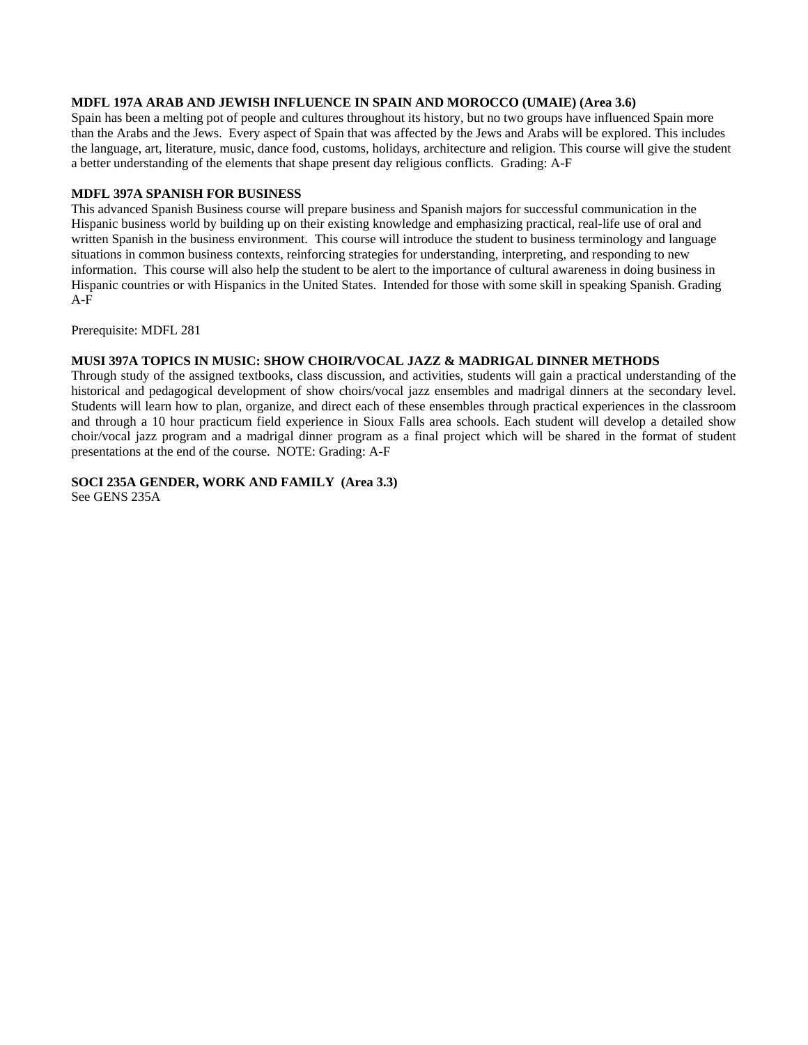**MDFL 197A ARAB AND JEWISH INFLUENCE IN SPAIN AND MOROCCO (UMAIE) (Area 3.6)**
Spain has been a melting pot of people and cultures throughout its history, but no two groups have influenced Spain more than the Arabs and the Jews. Every aspect of Spain that was affected by the Jews and Arabs will be explored. This includes the language, art, literature, music, dance food, customs, holidays, architecture and religion. This course will give the student a better understanding of the elements that shape present day religious conflicts. Grading: A-F

**MDFL 397A SPANISH FOR BUSINESS**
This advanced Spanish Business course will prepare business and Spanish majors for successful communication in the Hispanic business world by building up on their existing knowledge and emphasizing practical, real-life use of oral and written Spanish in the business environment. This course will introduce the student to business terminology and language situations in common business contexts, reinforcing strategies for understanding, interpreting, and responding to new information. This course will also help the student to be alert to the importance of cultural awareness in doing business in Hispanic countries or with Hispanics in the United States. Intended for those with some skill in speaking Spanish. Grading A-F

Prerequisite: MDFL 281

**MUSI 397A TOPICS IN MUSIC: SHOW CHOIR/VOCAL JAZZ & MADRIGAL DINNER METHODS**
Through study of the assigned textbooks, class discussion, and activities, students will gain a practical understanding of the historical and pedagogical development of show choirs/vocal jazz ensembles and madrigal dinners at the secondary level. Students will learn how to plan, organize, and direct each of these ensembles through practical experiences in the classroom and through a 10 hour practicum field experience in Sioux Falls area schools. Each student will develop a detailed show choir/vocal jazz program and a madrigal dinner program as a final project which will be shared in the format of student presentations at the end of the course. NOTE: Grading: A-F

**SOCI 235A GENDER, WORK AND FAMILY (Area 3.3)**
See GENS 235A